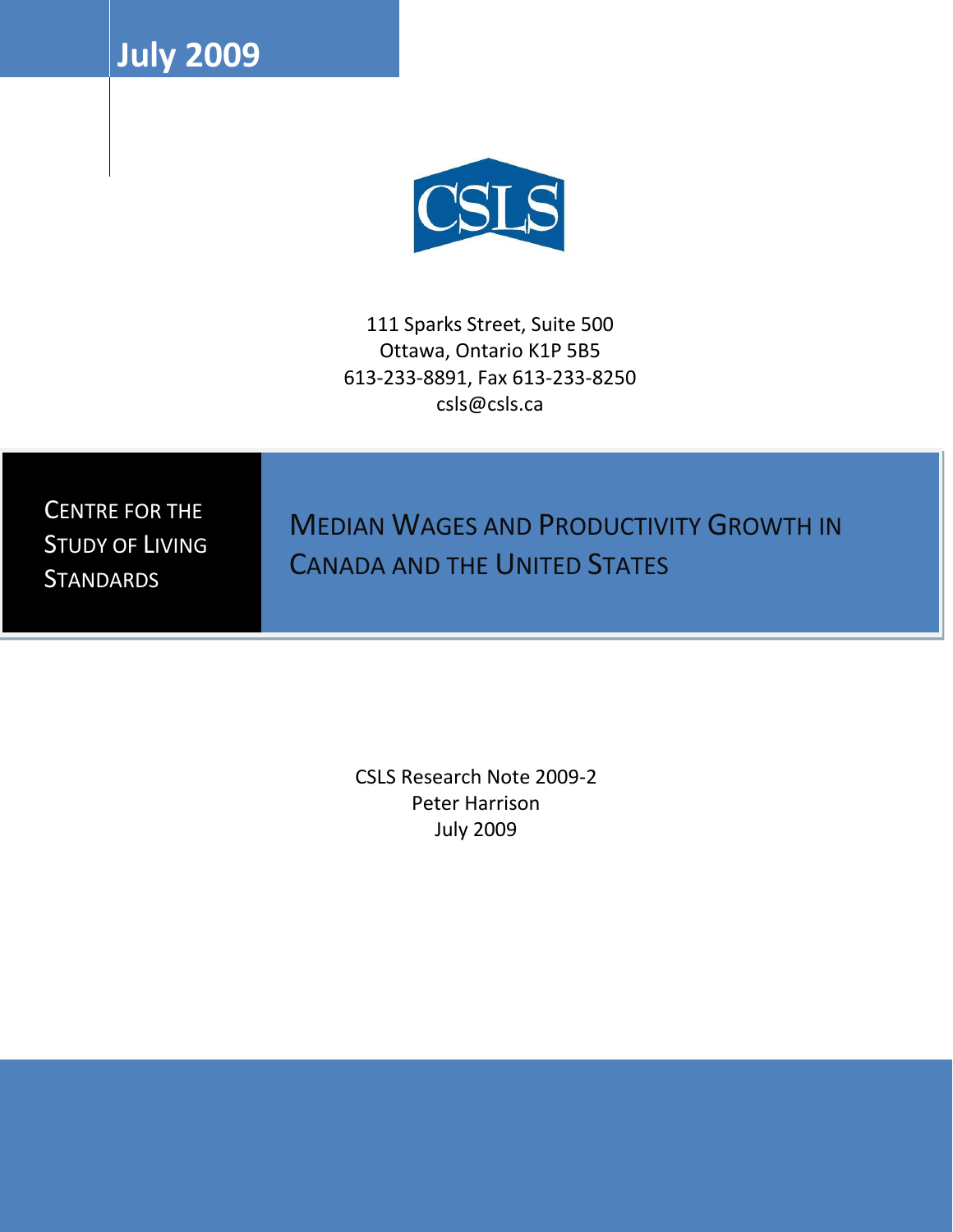**July 2009**

CSLS

111 Sparks Street, Suite 500
Ottawa, Ontario K1P 5B5
613-233-8891, Fax 613-233-8250
csls@csls.ca

CENTRE FOR THE STUDY OF LIVING STANDARDS

# MEDIAN WAGES AND PRODUCTIVITY GROWTH IN CANADA AND THE UNITED STATES

CSLS Research Note 2009-2
Peter Harrison
July 2009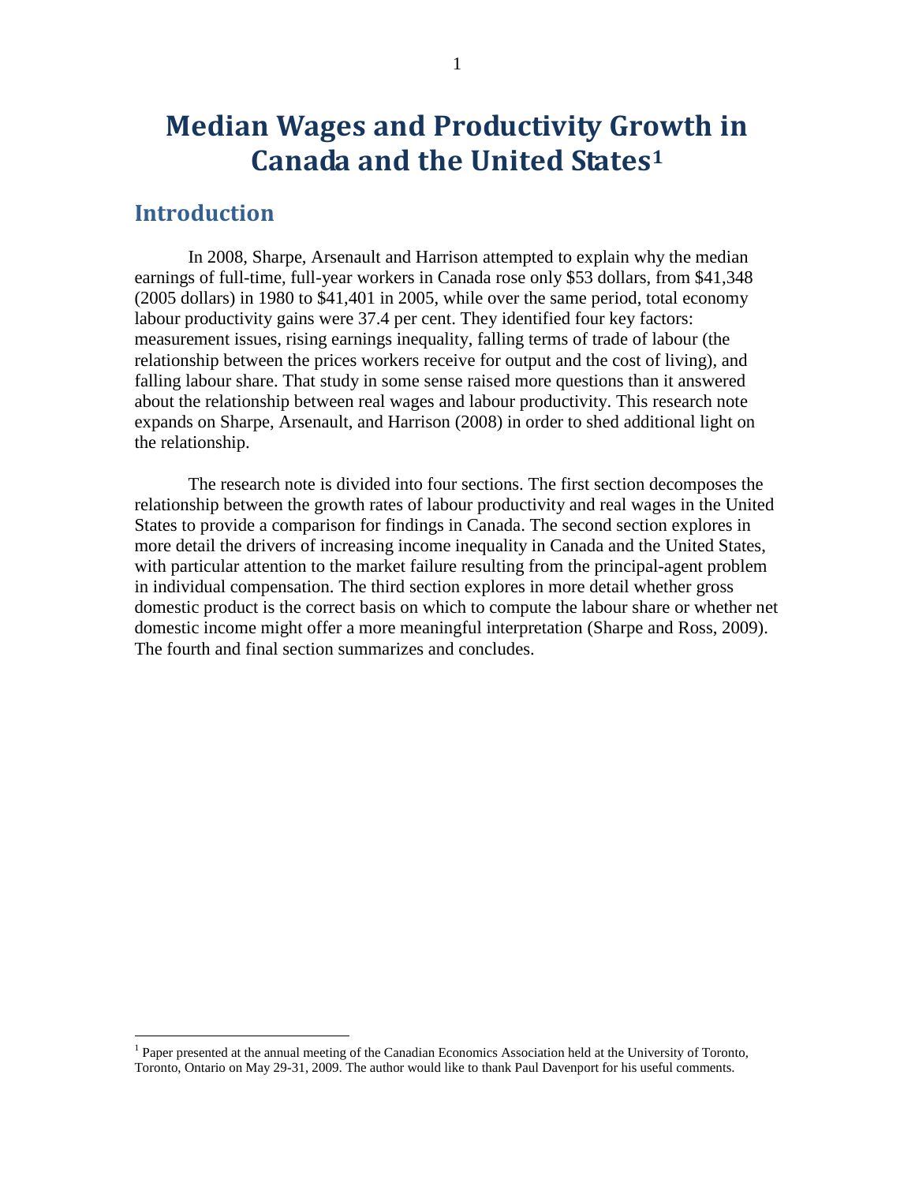# Median Wages and Productivity Growth in Canada and the United States[1]

## Introduction

In 2008, Sharpe, Arsenault and Harrison attempted to explain why the median earnings of full-time, full-year workers in Canada rose only $53 dollars, from $41,348 (2005 dollars) in 1980 to $41,401 in 2005, while over the same period, total economy labour productivity gains were 37.4 per cent. They identified four key factors: measurement issues, rising earnings inequality, falling terms of trade of labour (the relationship between the prices workers receive for output and the cost of living), and falling labour share. That study in some sense raised more questions than it answered about the relationship between real wages and labour productivity. This research note expands on Sharpe, Arsenault, and Harrison (2008) in order to shed additional light on the relationship.

The research note is divided into four sections. The first section decomposes the relationship between the growth rates of labour productivity and real wages in the United States to provide a comparison for findings in Canada. The second section explores in more detail the drivers of increasing income inequality in Canada and the United States, with particular attention to the market failure resulting from the principal-agent problem in individual compensation. The third section explores in more detail whether gross domestic product is the correct basis on which to compute the labour share or whether net domestic income might offer a more meaningful interpretation (Sharpe and Ross, 2009). The fourth and final section summarizes and concludes.

[1] Paper presented at the annual meeting of the Canadian Economics Association held at the University of Toronto, Toronto, Ontario on May 29-31, 2009. The author would like to thank Paul Davenport for his useful comments.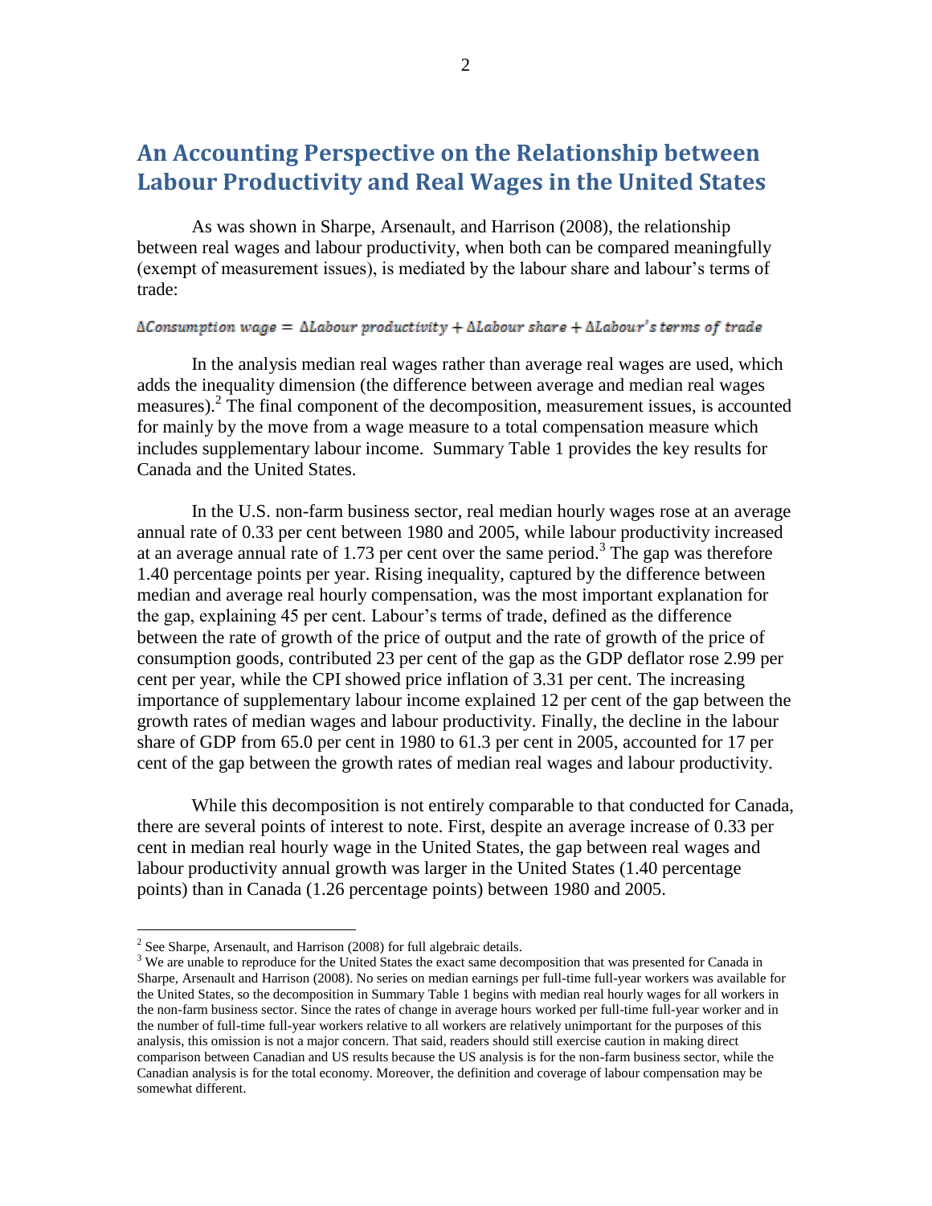## An Accounting Perspective on the Relationship between Labour Productivity and Real Wages in the United States

As was shown in Sharpe, Arsenault, and Harrison (2008), the relationship between real wages and labour productivity, when both can be compared meaningfully (exempt of measurement issues), is mediated by the labour share and labour's terms of trade:

$$\Delta Consumption\ wage = \Delta Labour\ productivity + \Delta Labour\ share + \Delta Labour's\ terms\ of\ trade$$

In the analysis median real wages rather than average real wages are used, which adds the inequality dimension (the difference between average and median real wages measures).[2] The final component of the decomposition, measurement issues, is accounted for mainly by the move from a wage measure to a total compensation measure which includes supplementary labour income. Summary Table 1 provides the key results for Canada and the United States.

In the U.S. non-farm business sector, real median hourly wages rose at an average annual rate of 0.33 per cent between 1980 and 2005, while labour productivity increased at an average annual rate of 1.73 per cent over the same period.[3] The gap was therefore 1.40 percentage points per year. Rising inequality, captured by the difference between median and average real hourly compensation, was the most important explanation for the gap, explaining 45 per cent. Labour's terms of trade, defined as the difference between the rate of growth of the price of output and the rate of growth of the price of consumption goods, contributed 23 per cent of the gap as the GDP deflator rose 2.99 per cent per year, while the CPI showed price inflation of 3.31 per cent. The increasing importance of supplementary labour income explained 12 per cent of the gap between the growth rates of median wages and labour productivity. Finally, the decline in the labour share of GDP from 65.0 per cent in 1980 to 61.3 per cent in 2005, accounted for 17 per cent of the gap between the growth rates of median real wages and labour productivity.

While this decomposition is not entirely comparable to that conducted for Canada, there are several points of interest to note. First, despite an average increase of 0.33 per cent in median real hourly wage in the United States, the gap between real wages and labour productivity annual growth was larger in the United States (1.40 percentage points) than in Canada (1.26 percentage points) between 1980 and 2005.

---

[2] See Sharpe, Arsenault, and Harrison (2008) for full algebraic details.

[3] We are unable to reproduce for the United States the exact same decomposition that was presented for Canada in Sharpe, Arsenault and Harrison (2008). No series on median earnings per full-time full-year workers was available for the United States, so the decomposition in Summary Table 1 begins with median real hourly wages for all workers in the non-farm business sector. Since the rates of change in average hours worked per full-time full-year worker and in the number of full-time full-year workers relative to all workers are relatively unimportant for the purposes of this analysis, this omission is not a major concern. That said, readers should still exercise caution in making direct comparison between Canadian and US results because the US analysis is for the non-farm business sector, while the Canadian analysis is for the total economy. Moreover, the definition and coverage of labour compensation may be somewhat different.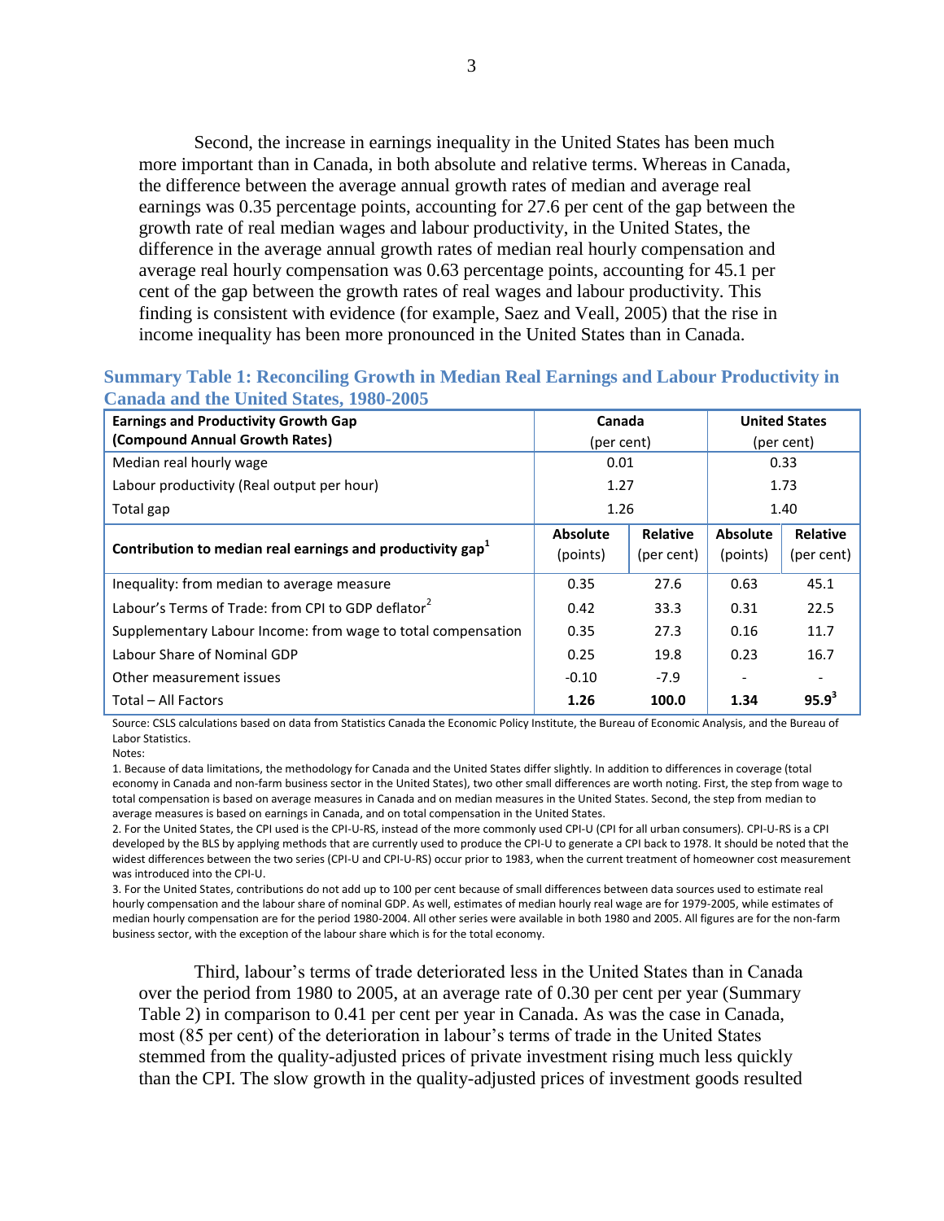Second, the increase in earnings inequality in the United States has been much more important than in Canada, in both absolute and relative terms. Whereas in Canada, the difference between the average annual growth rates of median and average real earnings was 0.35 percentage points, accounting for 27.6 per cent of the gap between the growth rate of real median wages and labour productivity, in the United States, the difference in the average annual growth rates of median real hourly compensation and average real hourly compensation was 0.63 percentage points, accounting for 45.1 per cent of the gap between the growth rates of real wages and labour productivity. This finding is consistent with evidence (for example, Saez and Veall, 2005) that the rise in income inequality has been more pronounced in the United States than in Canada.

**Summary Table 1: Reconciling Growth in Median Real Earnings and Labour Productivity in Canada and the United States, 1980-2005**

| **Earnings and Productivity Growth Gap (Compound Annual Growth Rates)** | **Canada** (per cent) | | **United States** (per cent) | |
|---|---|---|---|---|
| Median real hourly wage | 0.01 | | 0.33 | |
| Labour productivity (Real output per hour) | 1.27 | | 1.73 | |
| Total gap | 1.26 | | 1.40 | |
| **Contribution to median real earnings and productivity gap**[1] | **Absolute** (points) | **Relative** (per cent) | **Absolute** (points) | **Relative** (per cent) |
| Inequality: from median to average measure | 0.35 | 27.6 | 0.63 | 45.1 |
| Labour's Terms of Trade: from CPI to GDP deflator[2] | 0.42 | 33.3 | 0.31 | 22.5 |
| Supplementary Labour Income: from wage to total compensation | 0.35 | 27.3 | 0.16 | 11.7 |
| Labour Share of Nominal GDP | 0.25 | 19.8 | 0.23 | 16.7 |
| Other measurement issues | -0.10 | -7.9 | - | - |
| Total – All Factors | **1.26** | **100.0** | **1.34** | **95.9**[3] |

Source: CSLS calculations based on data from Statistics Canada the Economic Policy Institute, the Bureau of Economic Analysis, and the Bureau of Labor Statistics.

Notes:

1. Because of data limitations, the methodology for Canada and the United States differ slightly. In addition to differences in coverage (total economy in Canada and non-farm business sector in the United States), two other small differences are worth noting. First, the step from wage to total compensation is based on average measures in Canada and on median measures in the United States. Second, the step from median to average measures is based on earnings in Canada, and on total compensation in the United States.

2. For the United States, the CPI used is the CPI-U-RS, instead of the more commonly used CPI-U (CPI for all urban consumers). CPI-U-RS is a CPI developed by the BLS by applying methods that are currently used to produce the CPI-U to generate a CPI back to 1978. It should be noted that the widest differences between the two series (CPI-U and CPI-U-RS) occur prior to 1983, when the current treatment of homeowner cost measurement was introduced into the CPI-U.

3. For the United States, contributions do not add up to 100 per cent because of small differences between data sources used to estimate real hourly compensation and the labour share of nominal GDP. As well, estimates of median hourly real wage are for 1979-2005, while estimates of median hourly compensation are for the period 1980-2004. All other series were available in both 1980 and 2005. All figures are for the non-farm business sector, with the exception of the labour share which is for the total economy.

Third, labour's terms of trade deteriorated less in the United States than in Canada over the period from 1980 to 2005, at an average rate of 0.30 per cent per year (Summary Table 2) in comparison to 0.41 per cent per year in Canada. As was the case in Canada, most (85 per cent) of the deterioration in labour's terms of trade in the United States stemmed from the quality-adjusted prices of private investment rising much less quickly than the CPI. The slow growth in the quality-adjusted prices of investment goods resulted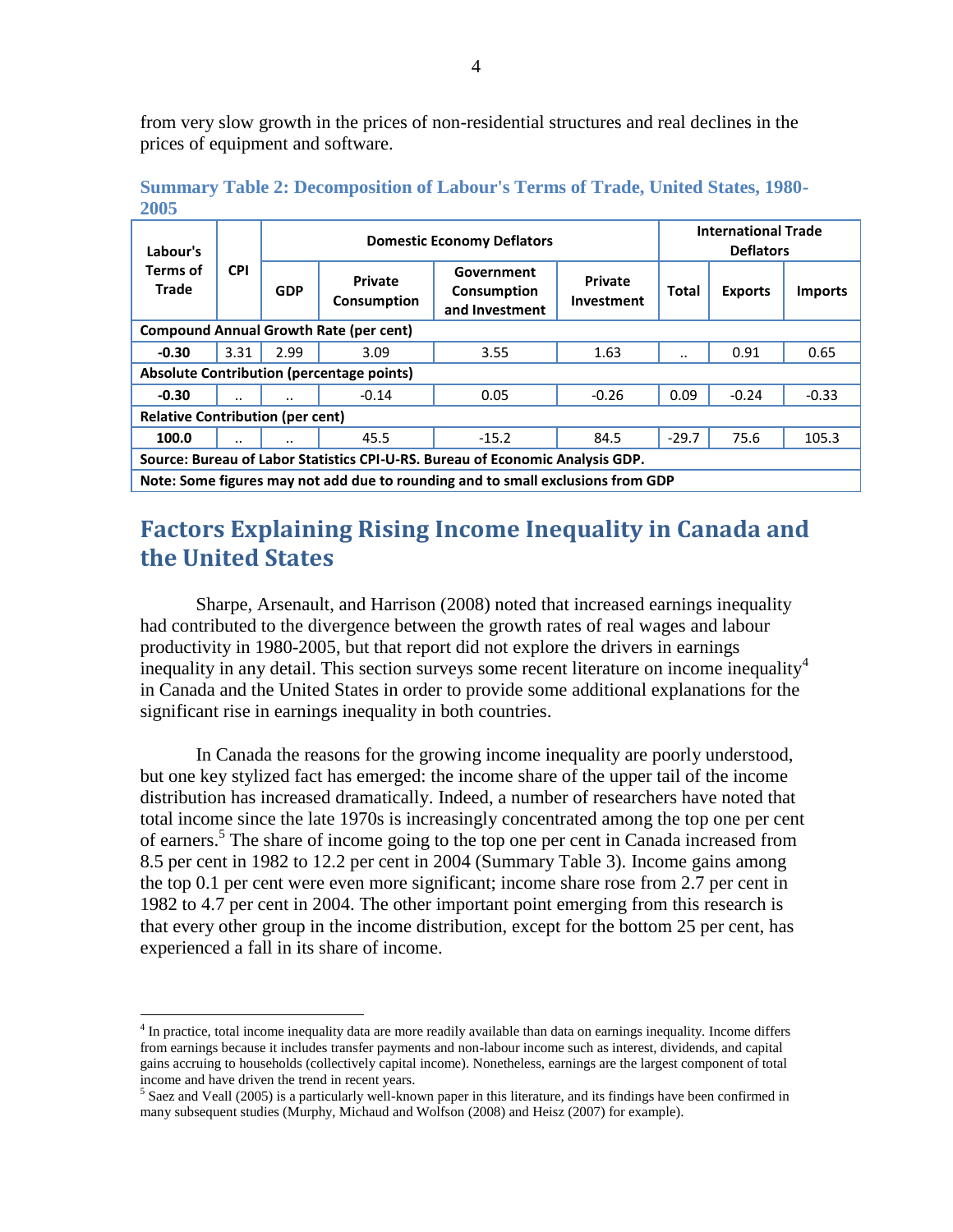from very slow growth in the prices of non-residential structures and real declines in the prices of equipment and software.

**Summary Table 2: Decomposition of Labour's Terms of Trade, United States, 1980-2005**

| Labour's Terms of Trade | CPI | Domestic Economy Deflators | | | | | International Trade Deflators | | |
|---|---|---|---|---|---|---|---|---|---|
| | | GDP | Private Consumption | Government Consumption and Investment | Private Investment | Total | Exports | Imports |
| **Compound Annual Growth Rate (per cent)** | | | | | | | | |
| **-0.30** | 3.31 | 2.99 | 3.09 | 3.55 | 1.63 | .. | 0.91 | 0.65 |
| **Absolute Contribution (percentage points)** | | | | | | | | |
| **-0.30** | .. | .. | -0.14 | 0.05 | -0.26 | 0.09 | -0.24 | -0.33 |
| **Relative Contribution (per cent)** | | | | | | | | |
| **100.0** | .. | .. | 45.5 | -15.2 | 84.5 | -29.7 | 75.6 | 105.3 |
| **Source: Bureau of Labor Statistics CPI-U-RS. Bureau of Economic Analysis GDP.** | | | | | | | | |
| **Note: Some figures may not add due to rounding and to small exclusions from GDP** | | | | | | | | |

## Factors Explaining Rising Income Inequality in Canada and the United States

Sharpe, Arsenault, and Harrison (2008) noted that increased earnings inequality had contributed to the divergence between the growth rates of real wages and labour productivity in 1980-2005, but that report did not explore the drivers in earnings inequality in any detail. This section surveys some recent literature on income inequality[4] in Canada and the United States in order to provide some additional explanations for the significant rise in earnings inequality in both countries.

In Canada the reasons for the growing income inequality are poorly understood, but one key stylized fact has emerged: the income share of the upper tail of the income distribution has increased dramatically. Indeed, a number of researchers have noted that total income since the late 1970s is increasingly concentrated among the top one per cent of earners.[5] The share of income going to the top one per cent in Canada increased from 8.5 per cent in 1982 to 12.2 per cent in 2004 (Summary Table 3). Income gains among the top 0.1 per cent were even more significant; income share rose from 2.7 per cent in 1982 to 4.7 per cent in 2004. The other important point emerging from this research is that every other group in the income distribution, except for the bottom 25 per cent, has experienced a fall in its share of income.

[4] In practice, total income inequality data are more readily available than data on earnings inequality. Income differs from earnings because it includes transfer payments and non-labour income such as interest, dividends, and capital gains accruing to households (collectively capital income). Nonetheless, earnings are the largest component of total income and have driven the trend in recent years.

[5] Saez and Veall (2005) is a particularly well-known paper in this literature, and its findings have been confirmed in many subsequent studies (Murphy, Michaud and Wolfson (2008) and Heisz (2007) for example).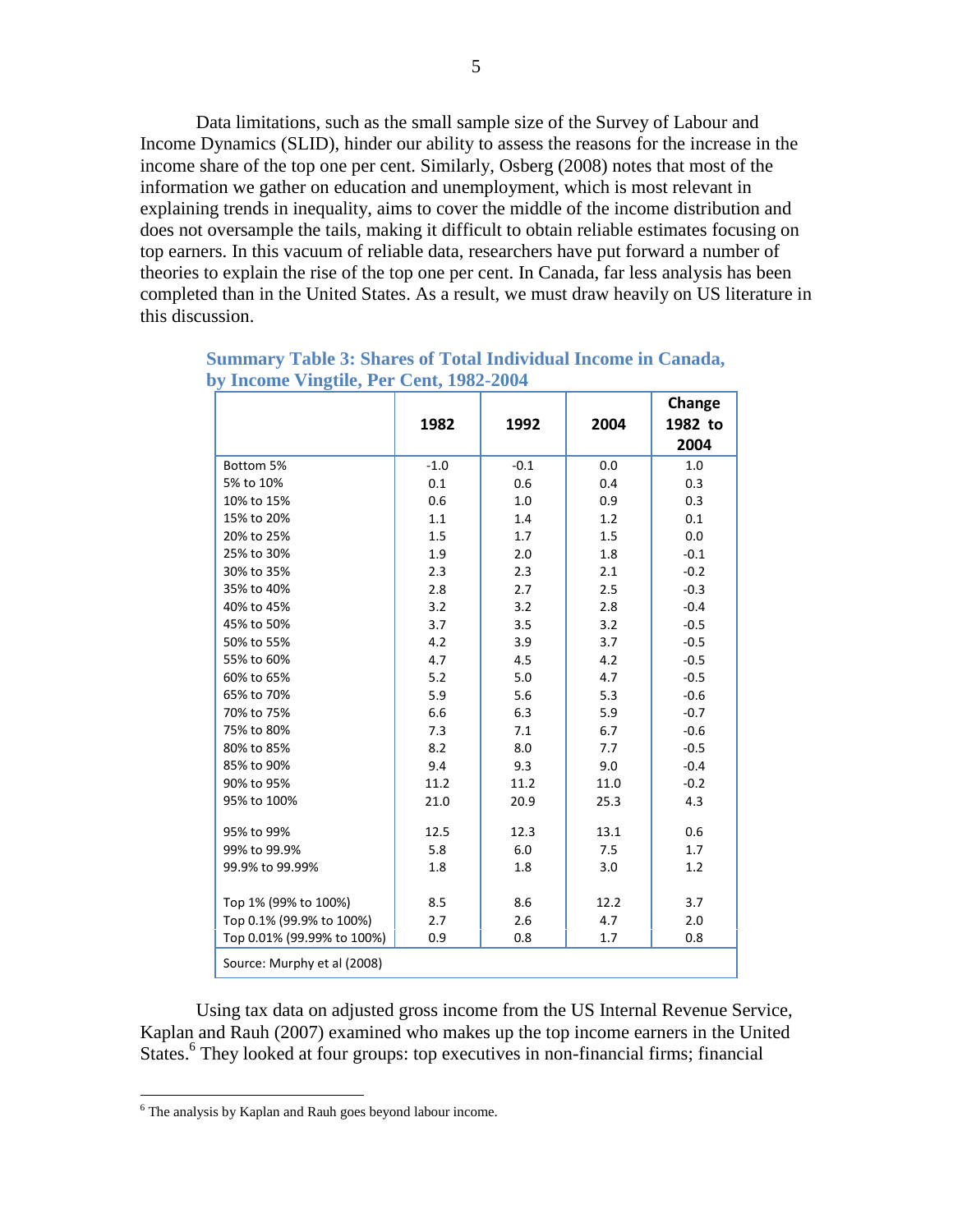Data limitations, such as the small sample size of the Survey of Labour and Income Dynamics (SLID), hinder our ability to assess the reasons for the increase in the income share of the top one per cent. Similarly, Osberg (2008) notes that most of the information we gather on education and unemployment, which is most relevant in explaining trends in inequality, aims to cover the middle of the income distribution and does not oversample the tails, making it difficult to obtain reliable estimates focusing on top earners. In this vacuum of reliable data, researchers have put forward a number of theories to explain the rise of the top one per cent. In Canada, far less analysis has been completed than in the United States. As a result, we must draw heavily on US literature in this discussion.

**Summary Table 3: Shares of Total Individual Income in Canada, by Income Vingtile, Per Cent, 1982-2004**

| | 1982 | 1992 | 2004 | Change 1982 to 2004 |
|---|---|---|---|---|
| Bottom 5% | -1.0 | -0.1 | 0.0 | 1.0 |
| 5% to 10% | 0.1 | 0.6 | 0.4 | 0.3 |
| 10% to 15% | 0.6 | 1.0 | 0.9 | 0.3 |
| 15% to 20% | 1.1 | 1.4 | 1.2 | 0.1 |
| 20% to 25% | 1.5 | 1.7 | 1.5 | 0.0 |
| 25% to 30% | 1.9 | 2.0 | 1.8 | -0.1 |
| 30% to 35% | 2.3 | 2.3 | 2.1 | -0.2 |
| 35% to 40% | 2.8 | 2.7 | 2.5 | -0.3 |
| 40% to 45% | 3.2 | 3.2 | 2.8 | -0.4 |
| 45% to 50% | 3.7 | 3.5 | 3.2 | -0.5 |
| 50% to 55% | 4.2 | 3.9 | 3.7 | -0.5 |
| 55% to 60% | 4.7 | 4.5 | 4.2 | -0.5 |
| 60% to 65% | 5.2 | 5.0 | 4.7 | -0.5 |
| 65% to 70% | 5.9 | 5.6 | 5.3 | -0.6 |
| 70% to 75% | 6.6 | 6.3 | 5.9 | -0.7 |
| 75% to 80% | 7.3 | 7.1 | 6.7 | -0.6 |
| 80% to 85% | 8.2 | 8.0 | 7.7 | -0.5 |
| 85% to 90% | 9.4 | 9.3 | 9.0 | -0.4 |
| 90% to 95% | 11.2 | 11.2 | 11.0 | -0.2 |
| 95% to 100% | 21.0 | 20.9 | 25.3 | 4.3 |
| | | | | |
| 95% to 99% | 12.5 | 12.3 | 13.1 | 0.6 |
| 99% to 99.9% | 5.8 | 6.0 | 7.5 | 1.7 |
| 99.9% to 99.99% | 1.8 | 1.8 | 3.0 | 1.2 |
| | | | | |
| Top 1% (99% to 100%) | 8.5 | 8.6 | 12.2 | 3.7 |
| Top 0.1% (99.9% to 100%) | 2.7 | 2.6 | 4.7 | 2.0 |
| Top 0.01% (99.99% to 100%) | 0.9 | 0.8 | 1.7 | 0.8 |

Source: Murphy et al (2008)

Using tax data on adjusted gross income from the US Internal Revenue Service, Kaplan and Rauh (2007) examined who makes up the top income earners in the United States.[6] They looked at four groups: top executives in non-financial firms; financial

[6] The analysis by Kaplan and Rauh goes beyond labour income.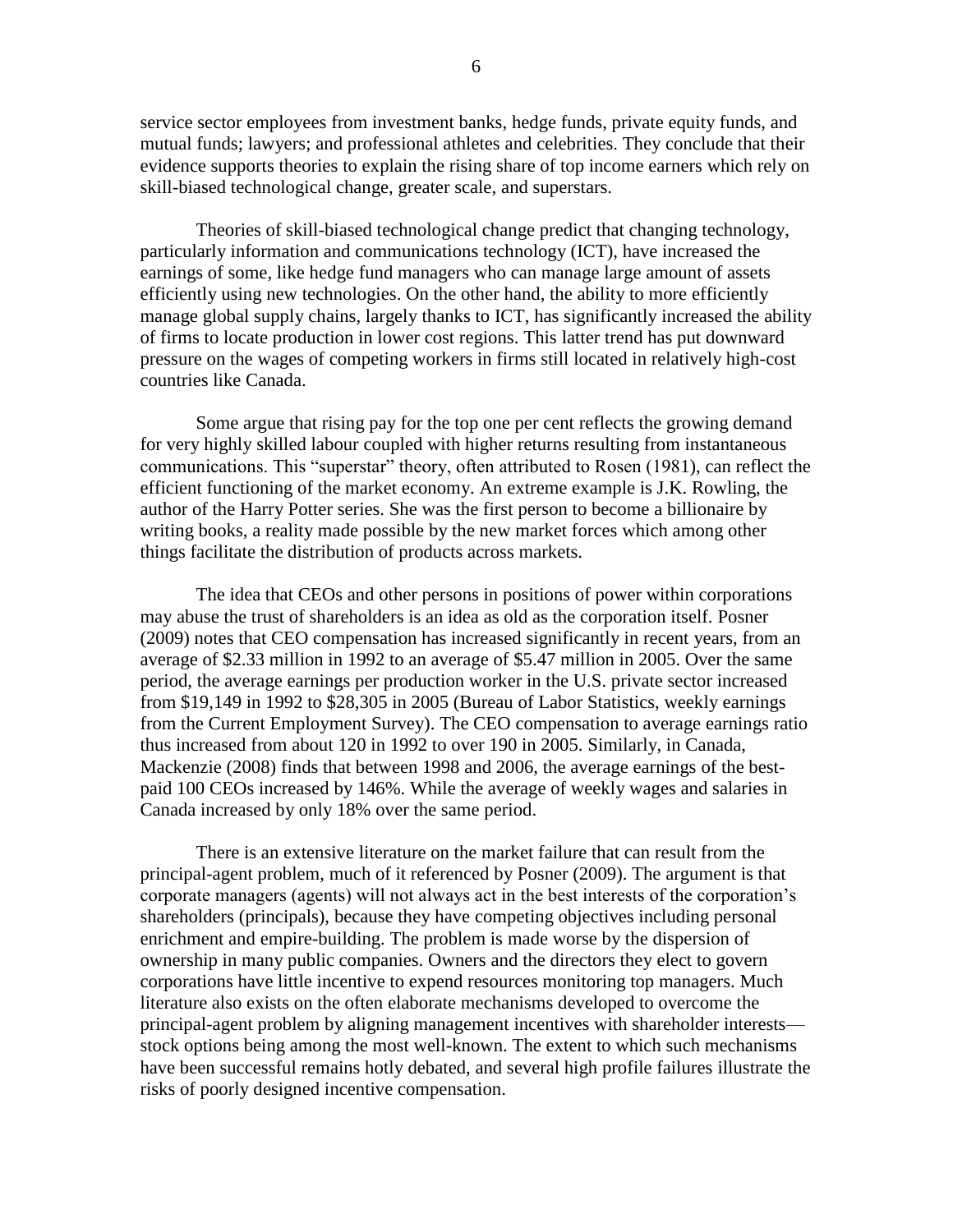service sector employees from investment banks, hedge funds, private equity funds, and mutual funds; lawyers; and professional athletes and celebrities. They conclude that their evidence supports theories to explain the rising share of top income earners which rely on skill-biased technological change, greater scale, and superstars.

Theories of skill-biased technological change predict that changing technology, particularly information and communications technology (ICT), have increased the earnings of some, like hedge fund managers who can manage large amount of assets efficiently using new technologies. On the other hand, the ability to more efficiently manage global supply chains, largely thanks to ICT, has significantly increased the ability of firms to locate production in lower cost regions. This latter trend has put downward pressure on the wages of competing workers in firms still located in relatively high-cost countries like Canada.

Some argue that rising pay for the top one per cent reflects the growing demand for very highly skilled labour coupled with higher returns resulting from instantaneous communications. This "superstar" theory, often attributed to Rosen (1981), can reflect the efficient functioning of the market economy. An extreme example is J.K. Rowling, the author of the Harry Potter series. She was the first person to become a billionaire by writing books, a reality made possible by the new market forces which among other things facilitate the distribution of products across markets.

The idea that CEOs and other persons in positions of power within corporations may abuse the trust of shareholders is an idea as old as the corporation itself. Posner (2009) notes that CEO compensation has increased significantly in recent years, from an average of $2.33 million in 1992 to an average of $5.47 million in 2005. Over the same period, the average earnings per production worker in the U.S. private sector increased from $19,149 in 1992 to $28,305 in 2005 (Bureau of Labor Statistics, weekly earnings from the Current Employment Survey). The CEO compensation to average earnings ratio thus increased from about 120 in 1992 to over 190 in 2005. Similarly, in Canada, Mackenzie (2008) finds that between 1998 and 2006, the average earnings of the best-paid 100 CEOs increased by 146%. While the average of weekly wages and salaries in Canada increased by only 18% over the same period.

There is an extensive literature on the market failure that can result from the principal-agent problem, much of it referenced by Posner (2009). The argument is that corporate managers (agents) will not always act in the best interests of the corporation's shareholders (principals), because they have competing objectives including personal enrichment and empire-building. The problem is made worse by the dispersion of ownership in many public companies. Owners and the directors they elect to govern corporations have little incentive to expend resources monitoring top managers. Much literature also exists on the often elaborate mechanisms developed to overcome the principal-agent problem by aligning management incentives with shareholder interests—stock options being among the most well-known. The extent to which such mechanisms have been successful remains hotly debated, and several high profile failures illustrate the risks of poorly designed incentive compensation.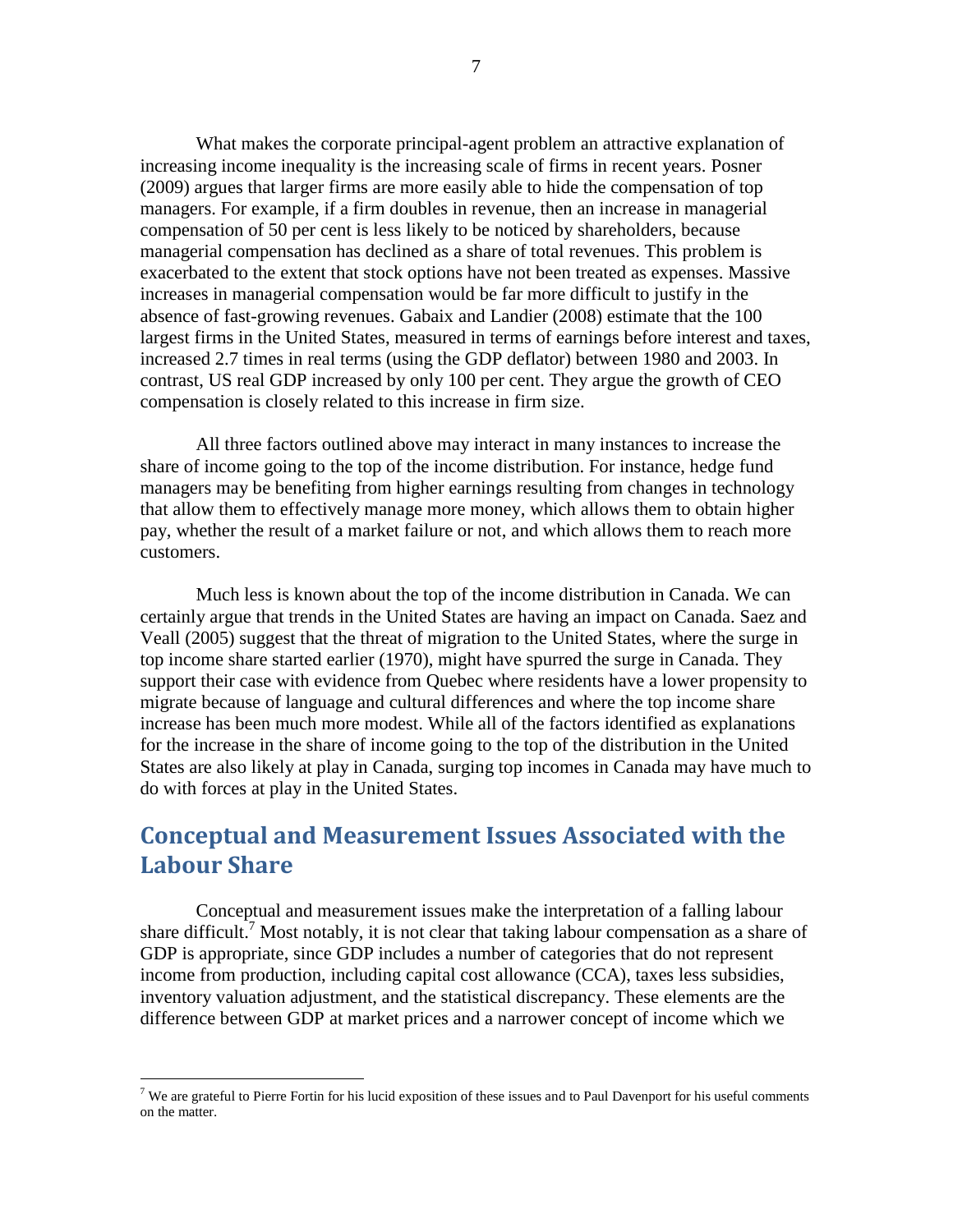What makes the corporate principal-agent problem an attractive explanation of increasing income inequality is the increasing scale of firms in recent years. Posner (2009) argues that larger firms are more easily able to hide the compensation of top managers. For example, if a firm doubles in revenue, then an increase in managerial compensation of 50 per cent is less likely to be noticed by shareholders, because managerial compensation has declined as a share of total revenues. This problem is exacerbated to the extent that stock options have not been treated as expenses. Massive increases in managerial compensation would be far more difficult to justify in the absence of fast-growing revenues. Gabaix and Landier (2008) estimate that the 100 largest firms in the United States, measured in terms of earnings before interest and taxes, increased 2.7 times in real terms (using the GDP deflator) between 1980 and 2003. In contrast, US real GDP increased by only 100 per cent. They argue the growth of CEO compensation is closely related to this increase in firm size.

All three factors outlined above may interact in many instances to increase the share of income going to the top of the income distribution. For instance, hedge fund managers may be benefiting from higher earnings resulting from changes in technology that allow them to effectively manage more money, which allows them to obtain higher pay, whether the result of a market failure or not, and which allows them to reach more customers.

Much less is known about the top of the income distribution in Canada. We can certainly argue that trends in the United States are having an impact on Canada. Saez and Veall (2005) suggest that the threat of migration to the United States, where the surge in top income share started earlier (1970), might have spurred the surge in Canada. They support their case with evidence from Quebec where residents have a lower propensity to migrate because of language and cultural differences and where the top income share increase has been much more modest. While all of the factors identified as explanations for the increase in the share of income going to the top of the distribution in the United States are also likely at play in Canada, surging top incomes in Canada may have much to do with forces at play in the United States.

## Conceptual and Measurement Issues Associated with the Labour Share

Conceptual and measurement issues make the interpretation of a falling labour share difficult.[7] Most notably, it is not clear that taking labour compensation as a share of GDP is appropriate, since GDP includes a number of categories that do not represent income from production, including capital cost allowance (CCA), taxes less subsidies, inventory valuation adjustment, and the statistical discrepancy. These elements are the difference between GDP at market prices and a narrower concept of income which we

[7] We are grateful to Pierre Fortin for his lucid exposition of these issues and to Paul Davenport for his useful comments on the matter.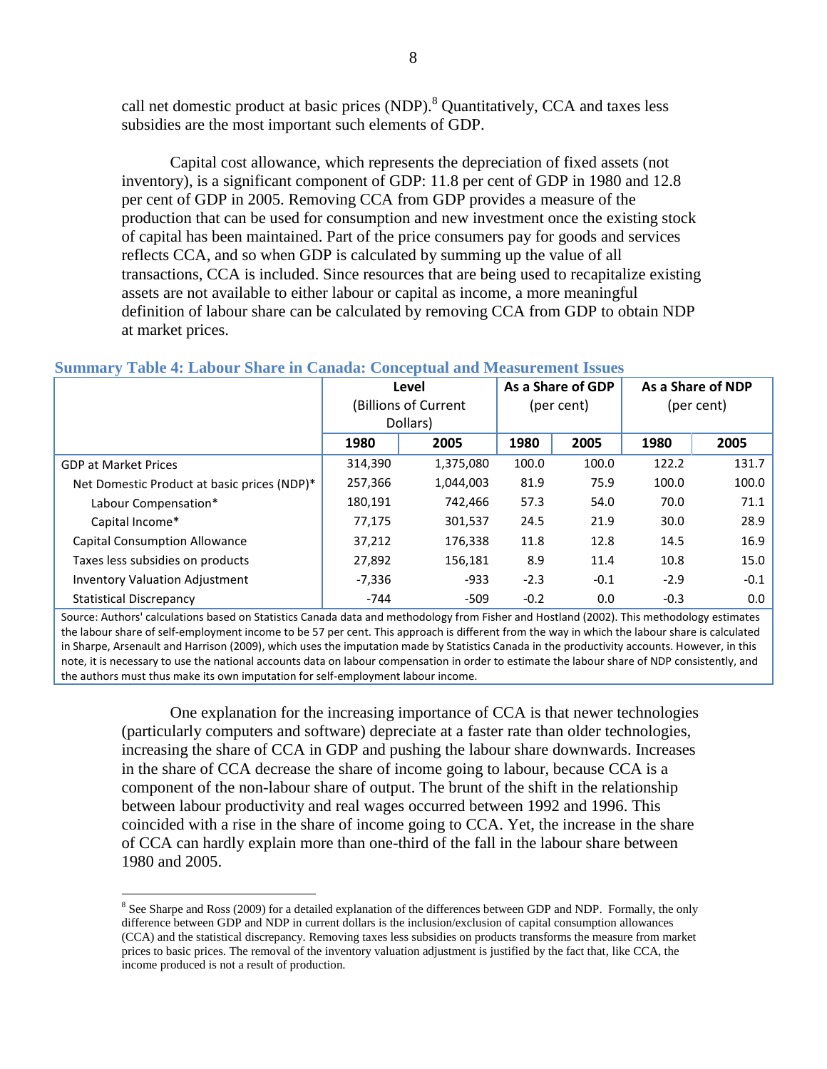call net domestic product at basic prices (NDP).[8] Quantitatively, CCA and taxes less subsidies are the most important such elements of GDP.

Capital cost allowance, which represents the depreciation of fixed assets (not inventory), is a significant component of GDP: 11.8 per cent of GDP in 1980 and 12.8 per cent of GDP in 2005. Removing CCA from GDP provides a measure of the production that can be used for consumption and new investment once the existing stock of capital has been maintained. Part of the price consumers pay for goods and services reflects CCA, and so when GDP is calculated by summing up the value of all transactions, CCA is included. Since resources that are being used to recapitalize existing assets are not available to either labour or capital as income, a more meaningful definition of labour share can be calculated by removing CCA from GDP to obtain NDP at market prices.

**Summary Table 4: Labour Share in Canada: Conceptual and Measurement Issues**

| | Level (Billions of Current Dollars) | | As a Share of GDP (per cent) | | As a Share of NDP (per cent) | |
|---|---|---|---|---|---|---|
| | 1980 | 2005 | 1980 | 2005 | 1980 | 2005 |
| GDP at Market Prices | 314,390 | 1,375,080 | 100.0 | 100.0 | 122.2 | 131.7 |
| Net Domestic Product at basic prices (NDP)* | 257,366 | 1,044,003 | 81.9 | 75.9 | 100.0 | 100.0 |
| Labour Compensation* | 180,191 | 742,466 | 57.3 | 54.0 | 70.0 | 71.1 |
| Capital Income* | 77,175 | 301,537 | 24.5 | 21.9 | 30.0 | 28.9 |
| Capital Consumption Allowance | 37,212 | 176,338 | 11.8 | 12.8 | 14.5 | 16.9 |
| Taxes less subsidies on products | 27,892 | 156,181 | 8.9 | 11.4 | 10.8 | 15.0 |
| Inventory Valuation Adjustment | -7,336 | -933 | -2.3 | -0.1 | -2.9 | -0.1 |
| Statistical Discrepancy | -744 | -509 | -0.2 | 0.0 | -0.3 | 0.0 |

Source: Authors' calculations based on Statistics Canada data and methodology from Fisher and Hostland (2002). This methodology estimates the labour share of self-employment income to be 57 per cent. This approach is different from the way in which the labour share is calculated in Sharpe, Arsenault and Harrison (2009), which uses the imputation made by Statistics Canada in the productivity accounts. However, in this note, it is necessary to use the national accounts data on labour compensation in order to estimate the labour share of NDP consistently, and the authors must thus make its own imputation for self-employment labour income.

One explanation for the increasing importance of CCA is that newer technologies (particularly computers and software) depreciate at a faster rate than older technologies, increasing the share of CCA in GDP and pushing the labour share downwards. Increases in the share of CCA decrease the share of income going to labour, because CCA is a component of the non-labour share of output. The brunt of the shift in the relationship between labour productivity and real wages occurred between 1992 and 1996. This coincided with a rise in the share of income going to CCA. Yet, the increase in the share of CCA can hardly explain more than one-third of the fall in the labour share between 1980 and 2005.

---

[8] See Sharpe and Ross (2009) for a detailed explanation of the differences between GDP and NDP. Formally, the only difference between GDP and NDP in current dollars is the inclusion/exclusion of capital consumption allowances (CCA) and the statistical discrepancy. Removing taxes less subsidies on products transforms the measure from market prices to basic prices. The removal of the inventory valuation adjustment is justified by the fact that, like CCA, the income produced is not a result of production.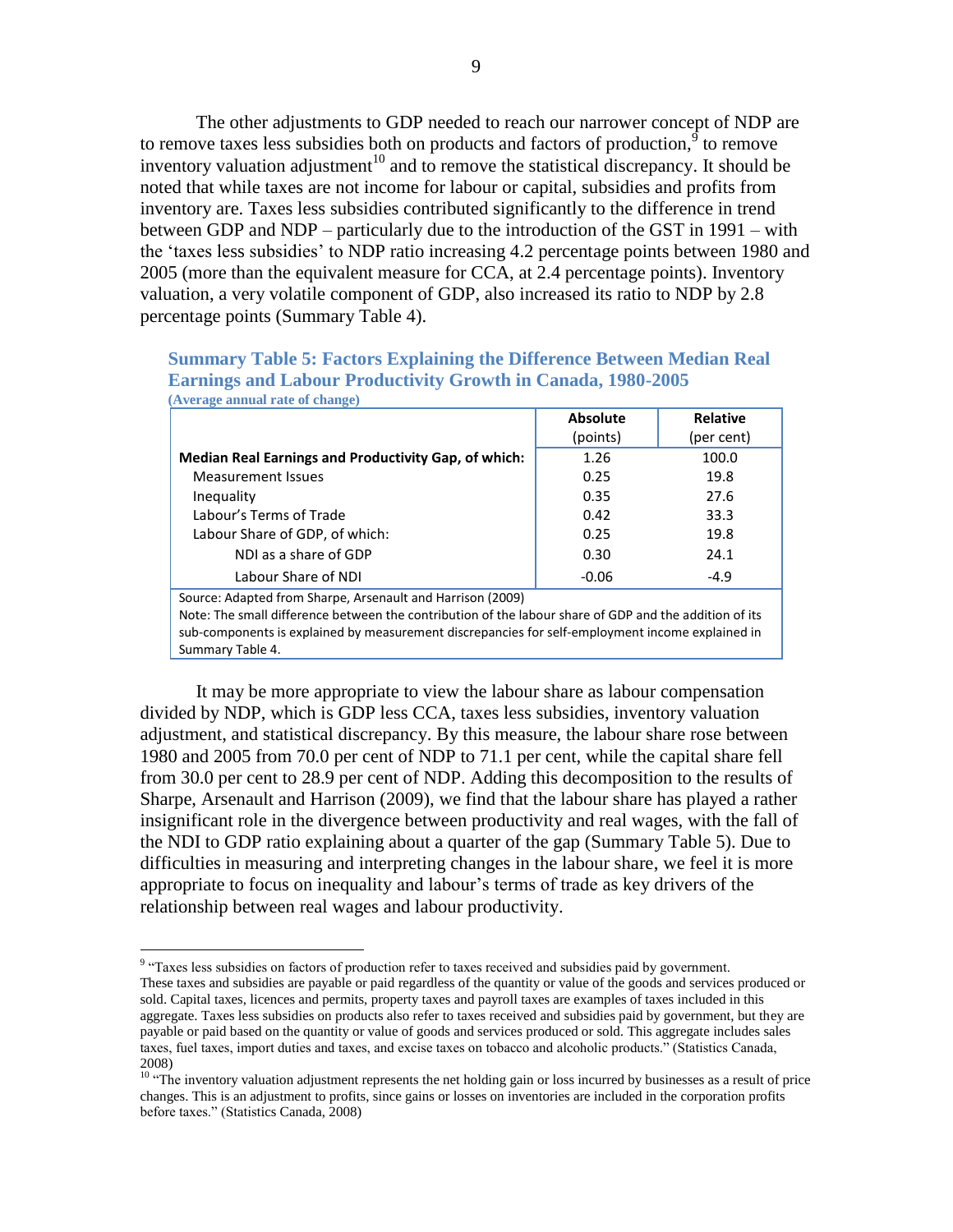The other adjustments to GDP needed to reach our narrower concept of NDP are to remove taxes less subsidies both on products and factors of production,[9] to remove inventory valuation adjustment[10] and to remove the statistical discrepancy. It should be noted that while taxes are not income for labour or capital, subsidies and profits from inventory are. Taxes less subsidies contributed significantly to the difference in trend between GDP and NDP – particularly due to the introduction of the GST in 1991 – with the 'taxes less subsidies' to NDP ratio increasing 4.2 percentage points between 1980 and 2005 (more than the equivalent measure for CCA, at 2.4 percentage points). Inventory valuation, a very volatile component of GDP, also increased its ratio to NDP by 2.8 percentage points (Summary Table 4).

**Summary Table 5: Factors Explaining the Difference Between Median Real Earnings and Labour Productivity Growth in Canada, 1980-2005**
**(Average annual rate of change)**

| | Absolute (points) | Relative (per cent) |
|---|---|---|
| **Median Real Earnings and Productivity Gap, of which:** | 1.26 | 100.0 |
| Measurement Issues | 0.25 | 19.8 |
| Inequality | 0.35 | 27.6 |
| Labour's Terms of Trade | 0.42 | 33.3 |
| Labour Share of GDP, of which: | 0.25 | 19.8 |
| NDI as a share of GDP | 0.30 | 24.1 |
| Labour Share of NDI | -0.06 | -4.9 |

Source: Adapted from Sharpe, Arsenault and Harrison (2009)
Note: The small difference between the contribution of the labour share of GDP and the addition of its sub-components is explained by measurement discrepancies for self-employment income explained in Summary Table 4.

It may be more appropriate to view the labour share as labour compensation divided by NDP, which is GDP less CCA, taxes less subsidies, inventory valuation adjustment, and statistical discrepancy. By this measure, the labour share rose between 1980 and 2005 from 70.0 per cent of NDP to 71.1 per cent, while the capital share fell from 30.0 per cent to 28.9 per cent of NDP. Adding this decomposition to the results of Sharpe, Arsenault and Harrison (2009), we find that the labour share has played a rather insignificant role in the divergence between productivity and real wages, with the fall of the NDI to GDP ratio explaining about a quarter of the gap (Summary Table 5). Due to difficulties in measuring and interpreting changes in the labour share, we feel it is more appropriate to focus on inequality and labour's terms of trade as key drivers of the relationship between real wages and labour productivity.

[9] "Taxes less subsidies on factors of production refer to taxes received and subsidies paid by government. These taxes and subsidies are payable or paid regardless of the quantity or value of the goods and services produced or sold. Capital taxes, licences and permits, property taxes and payroll taxes are examples of taxes included in this aggregate. Taxes less subsidies on products also refer to taxes received and subsidies paid by government, but they are payable or paid based on the quantity or value of goods and services produced or sold. This aggregate includes sales taxes, fuel taxes, import duties and taxes, and excise taxes on tobacco and alcoholic products." (Statistics Canada, 2008)

[10] "The inventory valuation adjustment represents the net holding gain or loss incurred by businesses as a result of price changes. This is an adjustment to profits, since gains or losses on inventories are included in the corporation profits before taxes." (Statistics Canada, 2008)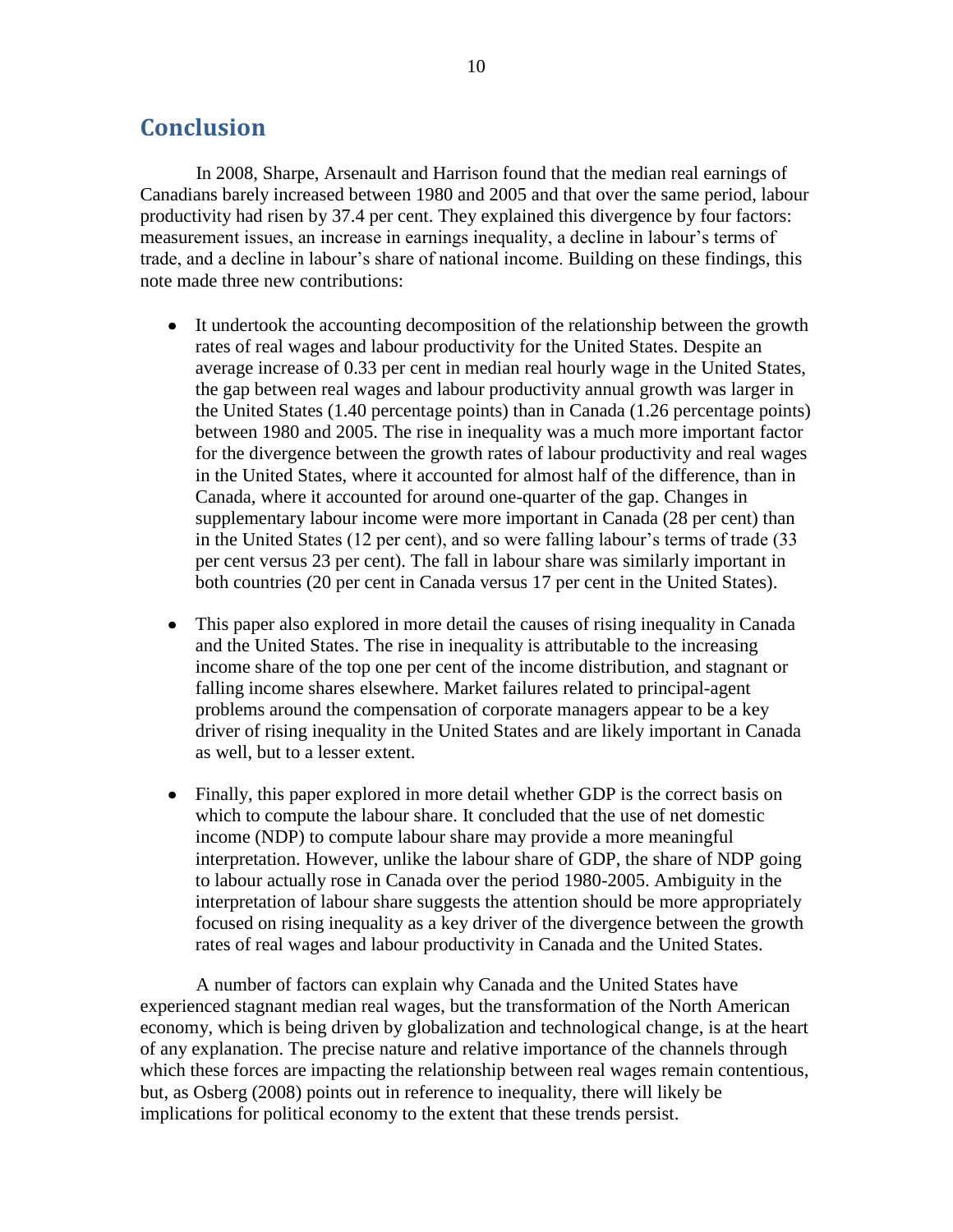## Conclusion

In 2008, Sharpe, Arsenault and Harrison found that the median real earnings of Canadians barely increased between 1980 and 2005 and that over the same period, labour productivity had risen by 37.4 per cent. They explained this divergence by four factors: measurement issues, an increase in earnings inequality, a decline in labour's terms of trade, and a decline in labour's share of national income. Building on these findings, this note made three new contributions:

- It undertook the accounting decomposition of the relationship between the growth rates of real wages and labour productivity for the United States. Despite an average increase of 0.33 per cent in median real hourly wage in the United States, the gap between real wages and labour productivity annual growth was larger in the United States (1.40 percentage points) than in Canada (1.26 percentage points) between 1980 and 2005. The rise in inequality was a much more important factor for the divergence between the growth rates of labour productivity and real wages in the United States, where it accounted for almost half of the difference, than in Canada, where it accounted for around one-quarter of the gap. Changes in supplementary labour income were more important in Canada (28 per cent) than in the United States (12 per cent), and so were falling labour's terms of trade (33 per cent versus 23 per cent). The fall in labour share was similarly important in both countries (20 per cent in Canada versus 17 per cent in the United States).

- This paper also explored in more detail the causes of rising inequality in Canada and the United States. The rise in inequality is attributable to the increasing income share of the top one per cent of the income distribution, and stagnant or falling income shares elsewhere. Market failures related to principal-agent problems around the compensation of corporate managers appear to be a key driver of rising inequality in the United States and are likely important in Canada as well, but to a lesser extent.

- Finally, this paper explored in more detail whether GDP is the correct basis on which to compute the labour share. It concluded that the use of net domestic income (NDP) to compute labour share may provide a more meaningful interpretation. However, unlike the labour share of GDP, the share of NDP going to labour actually rose in Canada over the period 1980-2005. Ambiguity in the interpretation of labour share suggests the attention should be more appropriately focused on rising inequality as a key driver of the divergence between the growth rates of real wages and labour productivity in Canada and the United States.

A number of factors can explain why Canada and the United States have experienced stagnant median real wages, but the transformation of the North American economy, which is being driven by globalization and technological change, is at the heart of any explanation. The precise nature and relative importance of the channels through which these forces are impacting the relationship between real wages remain contentious, but, as Osberg (2008) points out in reference to inequality, there will likely be implications for political economy to the extent that these trends persist.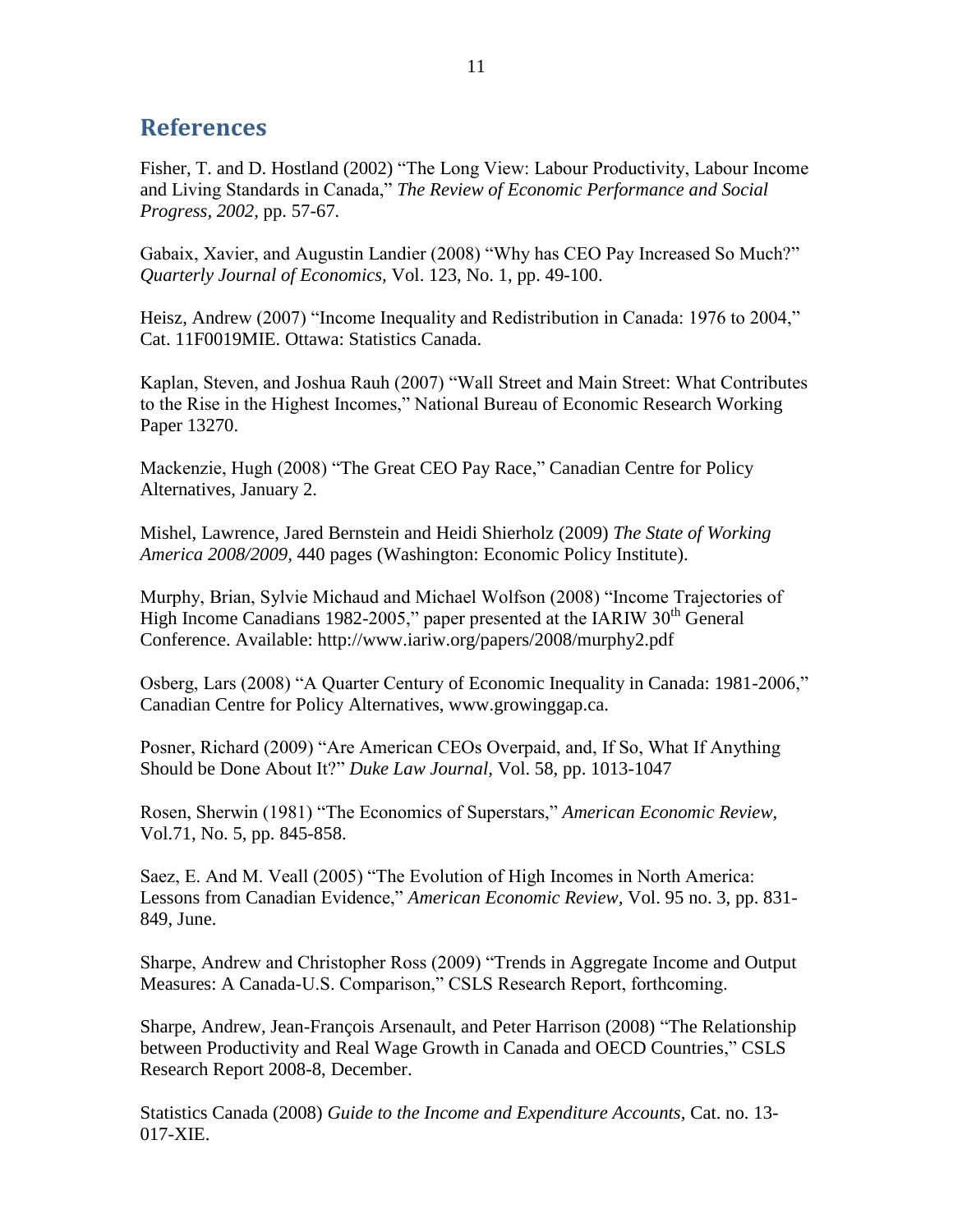## References

Fisher, T. and D. Hostland (2002) "The Long View: Labour Productivity, Labour Income and Living Standards in Canada," *The Review of Economic Performance and Social Progress, 2002,* pp. 57-67.

Gabaix, Xavier, and Augustin Landier (2008) "Why has CEO Pay Increased So Much?" *Quarterly Journal of Economics,* Vol. 123, No. 1, pp. 49-100.

Heisz, Andrew (2007) "Income Inequality and Redistribution in Canada: 1976 to 2004," Cat. 11F0019MIE. Ottawa: Statistics Canada.

Kaplan, Steven, and Joshua Rauh (2007) "Wall Street and Main Street: What Contributes to the Rise in the Highest Incomes," National Bureau of Economic Research Working Paper 13270.

Mackenzie, Hugh (2008) "The Great CEO Pay Race," Canadian Centre for Policy Alternatives, January 2.

Mishel, Lawrence, Jared Bernstein and Heidi Shierholz (2009) *The State of Working America 2008/2009,* 440 pages (Washington: Economic Policy Institute).

Murphy, Brian, Sylvie Michaud and Michael Wolfson (2008) "Income Trajectories of High Income Canadians 1982-2005," paper presented at the IARIW 30th General Conference. Available: http://www.iariw.org/papers/2008/murphy2.pdf

Osberg, Lars (2008) "A Quarter Century of Economic Inequality in Canada: 1981-2006," Canadian Centre for Policy Alternatives, www.growinggap.ca.

Posner, Richard (2009) "Are American CEOs Overpaid, and, If So, What If Anything Should be Done About It?" *Duke Law Journal,* Vol. 58, pp. 1013-1047

Rosen, Sherwin (1981) "The Economics of Superstars," *American Economic Review,* Vol.71, No. 5, pp. 845-858.

Saez, E. And M. Veall (2005) "The Evolution of High Incomes in North America: Lessons from Canadian Evidence," *American Economic Review,* Vol. 95 no. 3, pp. 831-849, June.

Sharpe, Andrew and Christopher Ross (2009) "Trends in Aggregate Income and Output Measures: A Canada-U.S. Comparison," CSLS Research Report, forthcoming.

Sharpe, Andrew, Jean-François Arsenault, and Peter Harrison (2008) "The Relationship between Productivity and Real Wage Growth in Canada and OECD Countries," CSLS Research Report 2008-8, December.

Statistics Canada (2008) *Guide to the Income and Expenditure Accounts,* Cat. no. 13-017-XIE.